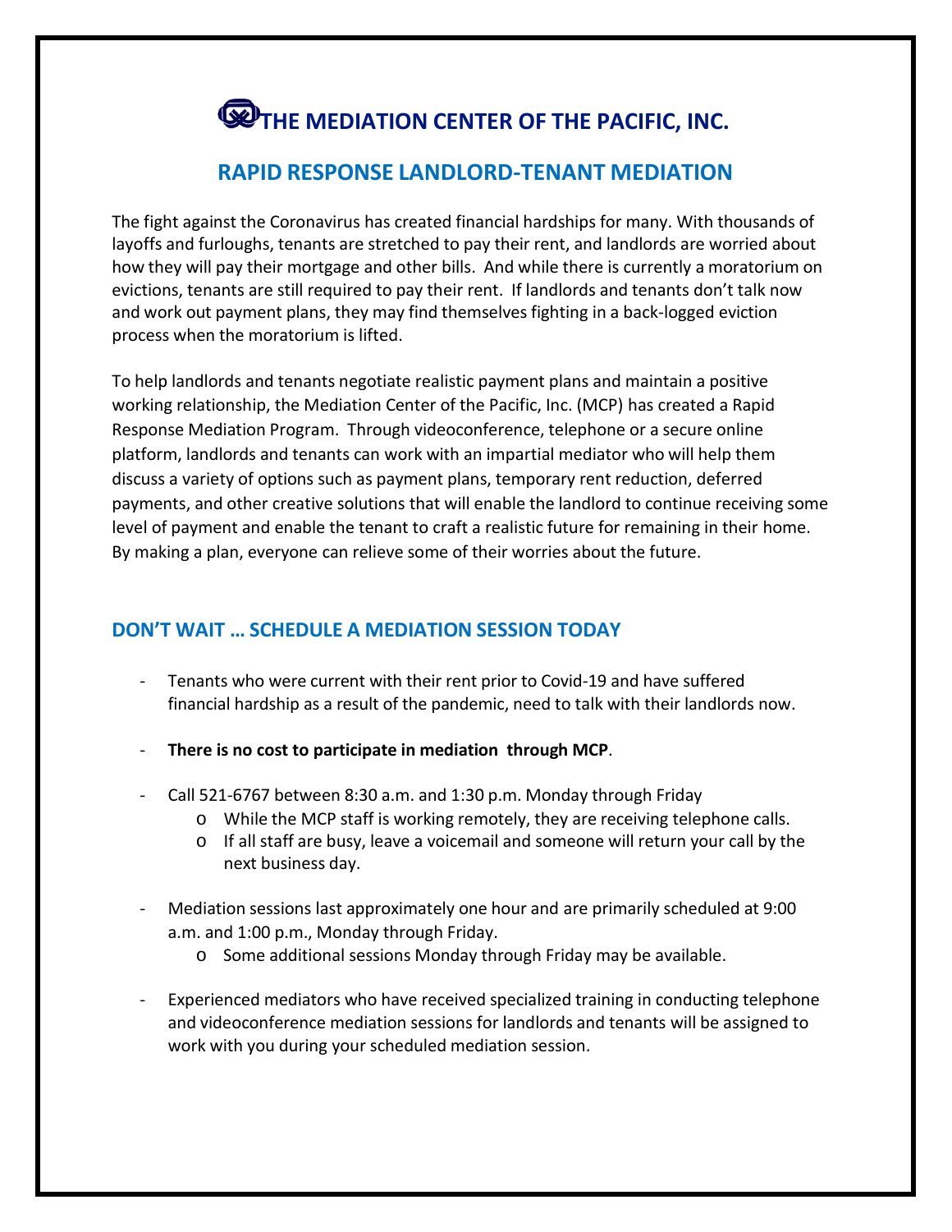# THE MEDIATION CENTER OF THE PACIFIC, INC.

## RAPID RESPONSE LANDLORD-TENANT MEDIATION

The fight against the Coronavirus has created financial hardships for many. With thousands of layoffs and furloughs, tenants are stretched to pay their rent, and landlords are worried about how they will pay their mortgage and other bills. And while there is currently a moratorium on evictions, tenants are still required to pay their rent. If landlords and tenants don't talk now and work out payment plans, they may find themselves fighting in a back-logged eviction process when the moratorium is lifted.

To help landlords and tenants negotiate realistic payment plans and maintain a positive working relationship, the Mediation Center of the Pacific, Inc. (MCP) has created a Rapid Response Mediation Program. Through videoconference, telephone or a secure online platform, landlords and tenants can work with an impartial mediator who will help them discuss a variety of options such as payment plans, temporary rent reduction, deferred payments, and other creative solutions that will enable the landlord to continue receiving some level of payment and enable the tenant to craft a realistic future for remaining in their home. By making a plan, everyone can relieve some of their worries about the future.

### DON'T WAIT … SCHEDULE A MEDIATION SESSION TODAY

- Tenants who were current with their rent prior to Covid-19 and have suffered financial hardship as a result of the pandemic, need to talk with their landlords now.
- **There is no cost to participate in mediation through MCP**.
- Call 521-6767 between 8:30 a.m. and 1:30 p.m. Monday through Friday
  - While the MCP staff is working remotely, they are receiving telephone calls.
  - If all staff are busy, leave a voicemail and someone will return your call by the next business day.
- Mediation sessions last approximately one hour and are primarily scheduled at 9:00 a.m. and 1:00 p.m., Monday through Friday.
  - Some additional sessions Monday through Friday may be available.
- Experienced mediators who have received specialized training in conducting telephone and videoconference mediation sessions for landlords and tenants will be assigned to work with you during your scheduled mediation session.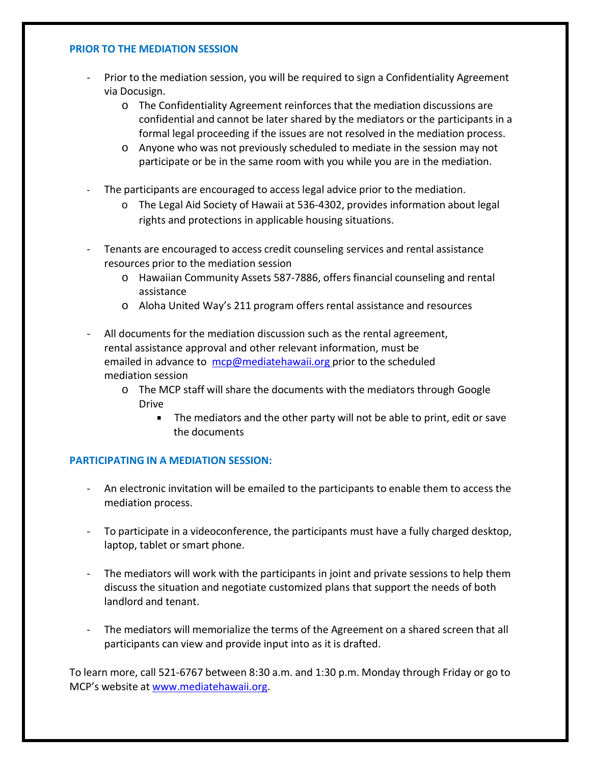## PRIOR TO THE MEDIATION SESSION

- Prior to the mediation session, you will be required to sign a Confidentiality Agreement via Docusign.
  - The Confidentiality Agreement reinforces that the mediation discussions are confidential and cannot be later shared by the mediators or the participants in a formal legal proceeding if the issues are not resolved in the mediation process.
  - Anyone who was not previously scheduled to mediate in the session may not participate or be in the same room with you while you are in the mediation.

- The participants are encouraged to access legal advice prior to the mediation.
  - The Legal Aid Society of Hawaii at 536-4302, provides information about legal rights and protections in applicable housing situations.

- Tenants are encouraged to access credit counseling services and rental assistance resources prior to the mediation session
  - Hawaiian Community Assets 587-7886, offers financial counseling and rental assistance
  - Aloha United Way's 211 program offers rental assistance and resources

- All documents for the mediation discussion such as the rental agreement, rental assistance approval and other relevant information, must be emailed in advance to mcp@mediatehawaii.org prior to the scheduled mediation session
  - The MCP staff will share the documents with the mediators through Google Drive
    - The mediators and the other party will not be able to print, edit or save the documents

## PARTICIPATING IN A MEDIATION SESSION:

- An electronic invitation will be emailed to the participants to enable them to access the mediation process.

- To participate in a videoconference, the participants must have a fully charged desktop, laptop, tablet or smart phone.

- The mediators will work with the participants in joint and private sessions to help them discuss the situation and negotiate customized plans that support the needs of both landlord and tenant.

- The mediators will memorialize the terms of the Agreement on a shared screen that all participants can view and provide input into as it is drafted.

To learn more, call 521-6767 between 8:30 a.m. and 1:30 p.m. Monday through Friday or go to MCP's website at www.mediatehawaii.org.